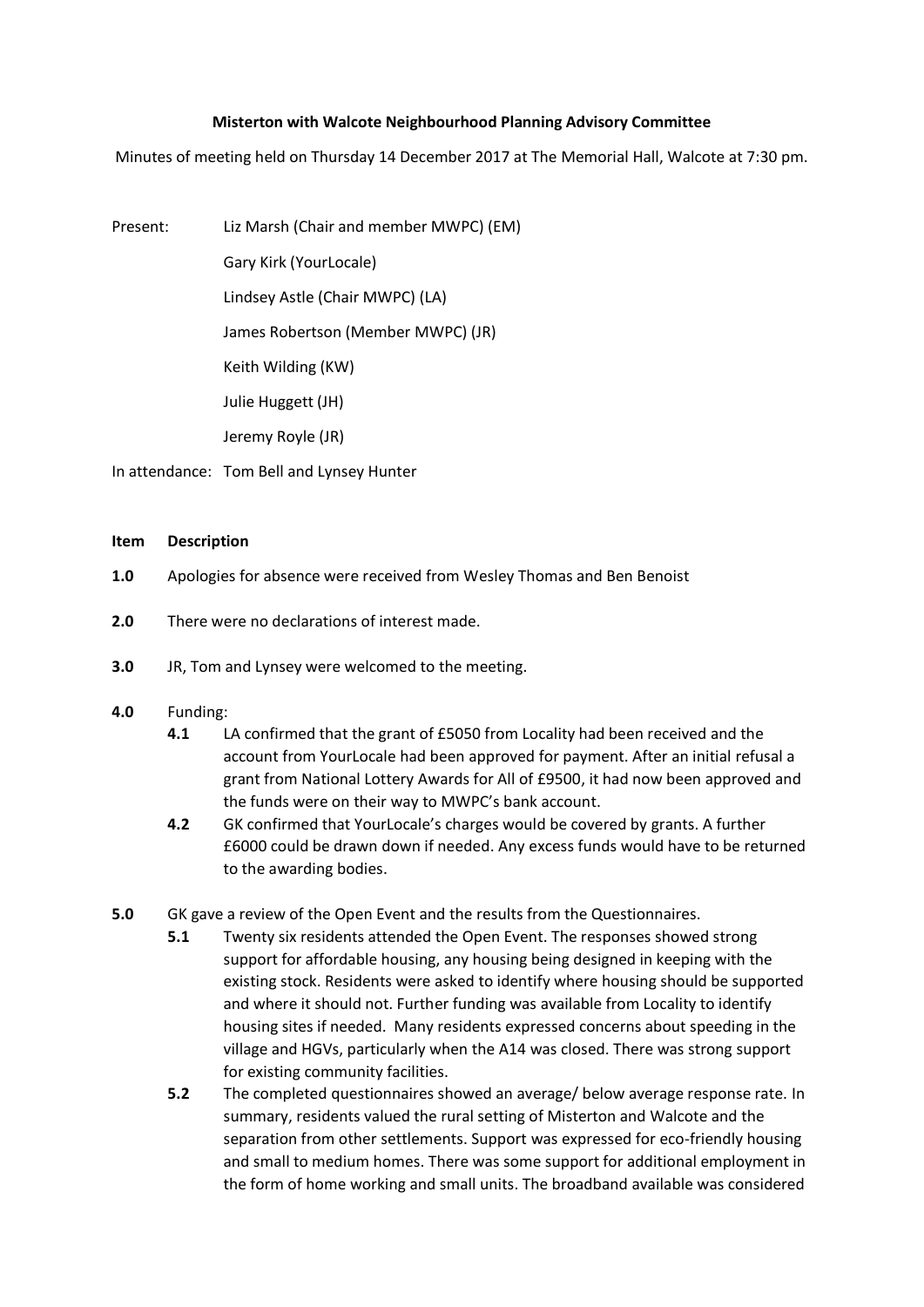**Misterton with Walcote Neighbourhood Planning Advisory Committee**

Minutes of meeting held on Thursday 14 December 2017 at The Memorial Hall, Walcote at 7:30 pm.

Present: Liz Marsh (Chair and member MWPC) (EM)

Gary Kirk (YourLocale)

Lindsey Astle (Chair MWPC) (LA)

James Robertson (Member MWPC) (JR)

Keith Wilding (KW)

Julie Huggett (JH)

Jeremy Royle (JR)

In attendance: Tom Bell and Lynsey Hunter

**Item Description**

**1.0** Apologies for absence were received from Wesley Thomas and Ben Benoist

**2.0** There were no declarations of interest made.

**3.0** JR, Tom and Lynsey were welcomed to the meeting.

**4.0** Funding:

- **4.1** LA confirmed that the grant of £5050 from Locality had been received and the account from YourLocale had been approved for payment. After an initial refusal a grant from National Lottery Awards for All of £9500, it had now been approved and the funds were on their way to MWPC's bank account.
- **4.2** GK confirmed that YourLocale's charges would be covered by grants. A further £6000 could be drawn down if needed. Any excess funds would have to be returned to the awarding bodies.

**5.0** GK gave a review of the Open Event and the results from the Questionnaires.

- **5.1** Twenty six residents attended the Open Event. The responses showed strong support for affordable housing, any housing being designed in keeping with the existing stock. Residents were asked to identify where housing should be supported and where it should not. Further funding was available from Locality to identify housing sites if needed. Many residents expressed concerns about speeding in the village and HGVs, particularly when the A14 was closed. There was strong support for existing community facilities.
- **5.2** The completed questionnaires showed an average/ below average response rate. In summary, residents valued the rural setting of Misterton and Walcote and the separation from other settlements. Support was expressed for eco-friendly housing and small to medium homes. There was some support for additional employment in the form of home working and small units. The broadband available was considered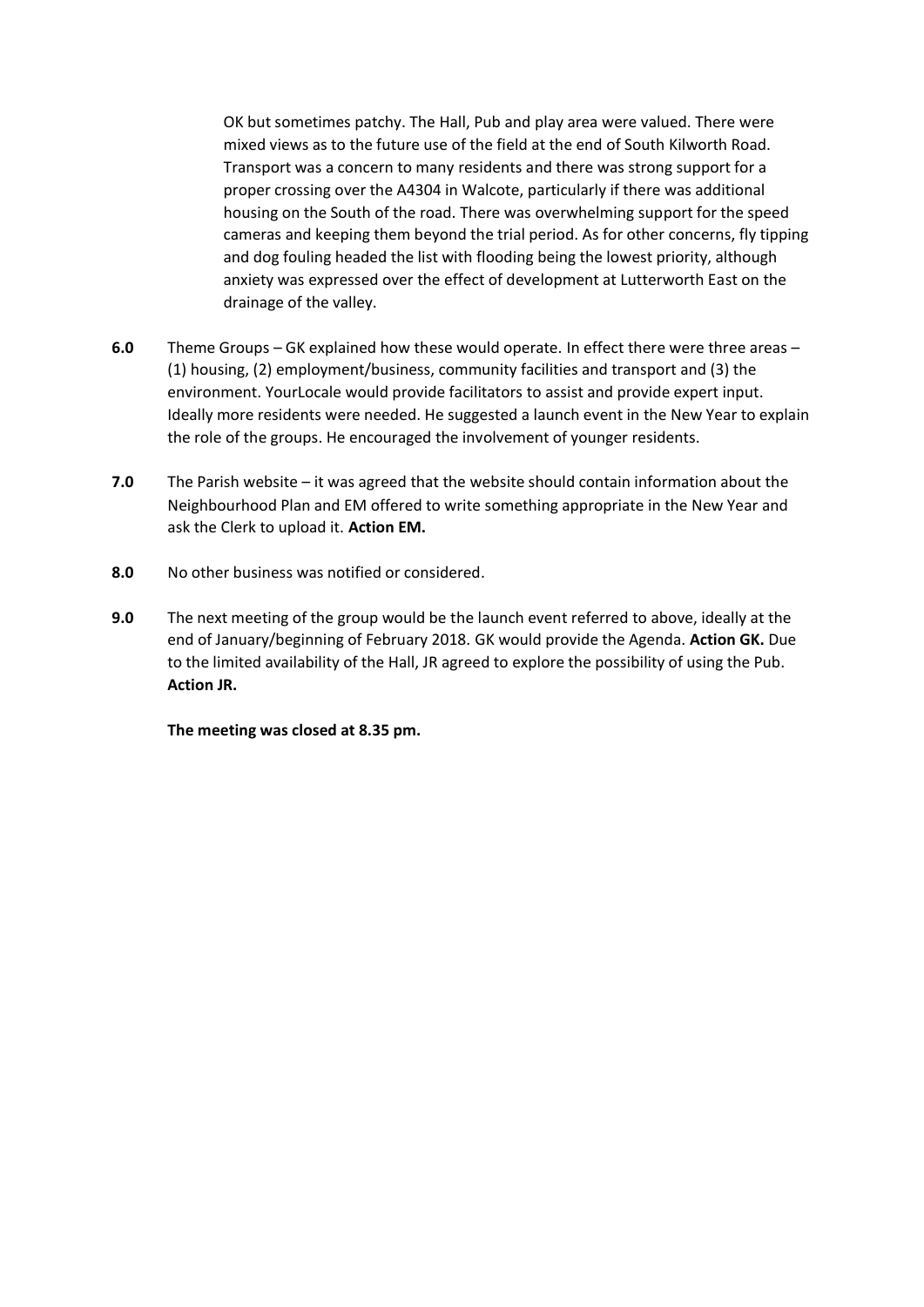OK but sometimes patchy. The Hall, Pub and play area were valued. There were mixed views as to the future use of the field at the end of South Kilworth Road. Transport was a concern to many residents and there was strong support for a proper crossing over the A4304 in Walcote, particularly if there was additional housing on the South of the road. There was overwhelming support for the speed cameras and keeping them beyond the trial period. As for other concerns, fly tipping and dog fouling headed the list with flooding being the lowest priority, although anxiety was expressed over the effect of development at Lutterworth East on the drainage of the valley.

**6.0** Theme Groups – GK explained how these would operate. In effect there were three areas – (1) housing, (2) employment/business, community facilities and transport and (3) the environment. YourLocale would provide facilitators to assist and provide expert input. Ideally more residents were needed. He suggested a launch event in the New Year to explain the role of the groups. He encouraged the involvement of younger residents.

**7.0** The Parish website – it was agreed that the website should contain information about the Neighbourhood Plan and EM offered to write something appropriate in the New Year and ask the Clerk to upload it. **Action EM.**

**8.0** No other business was notified or considered.

**9.0** The next meeting of the group would be the launch event referred to above, ideally at the end of January/beginning of February 2018. GK would provide the Agenda. **Action GK.** Due to the limited availability of the Hall, JR agreed to explore the possibility of using the Pub. **Action JR.**

**The meeting was closed at 8.35 pm.**